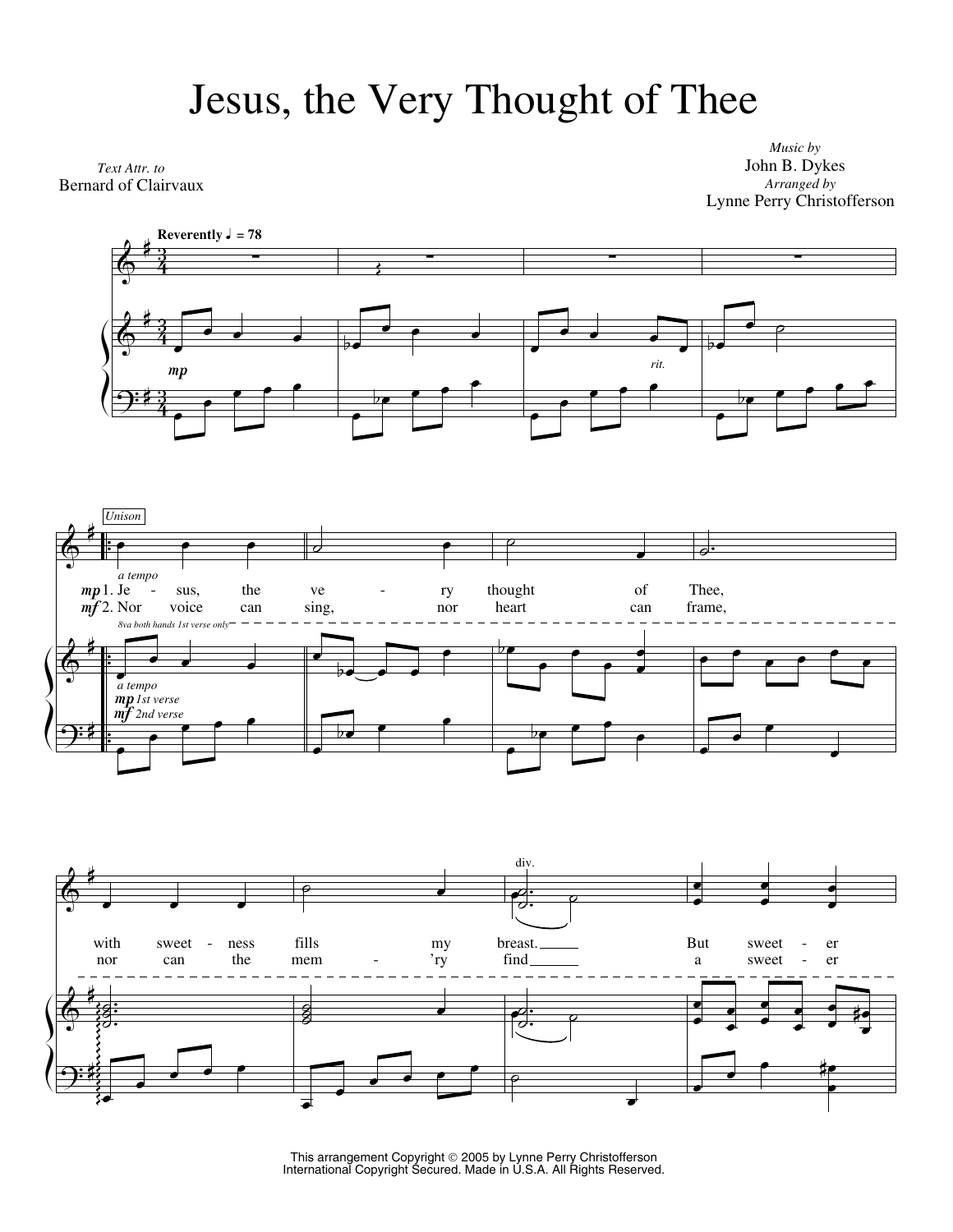# Jesus, the Very Thought of Thee

*Text Attr. to*
Bernard of Clairvaux

*Music by*
John B. Dykes
*Arranged by*
Lynne Perry Christofferson

This arrangement Copyright © 2005 by Lynne Perry Christofferson
International Copyright Secured. Made in U.S.A. All Rights Reserved.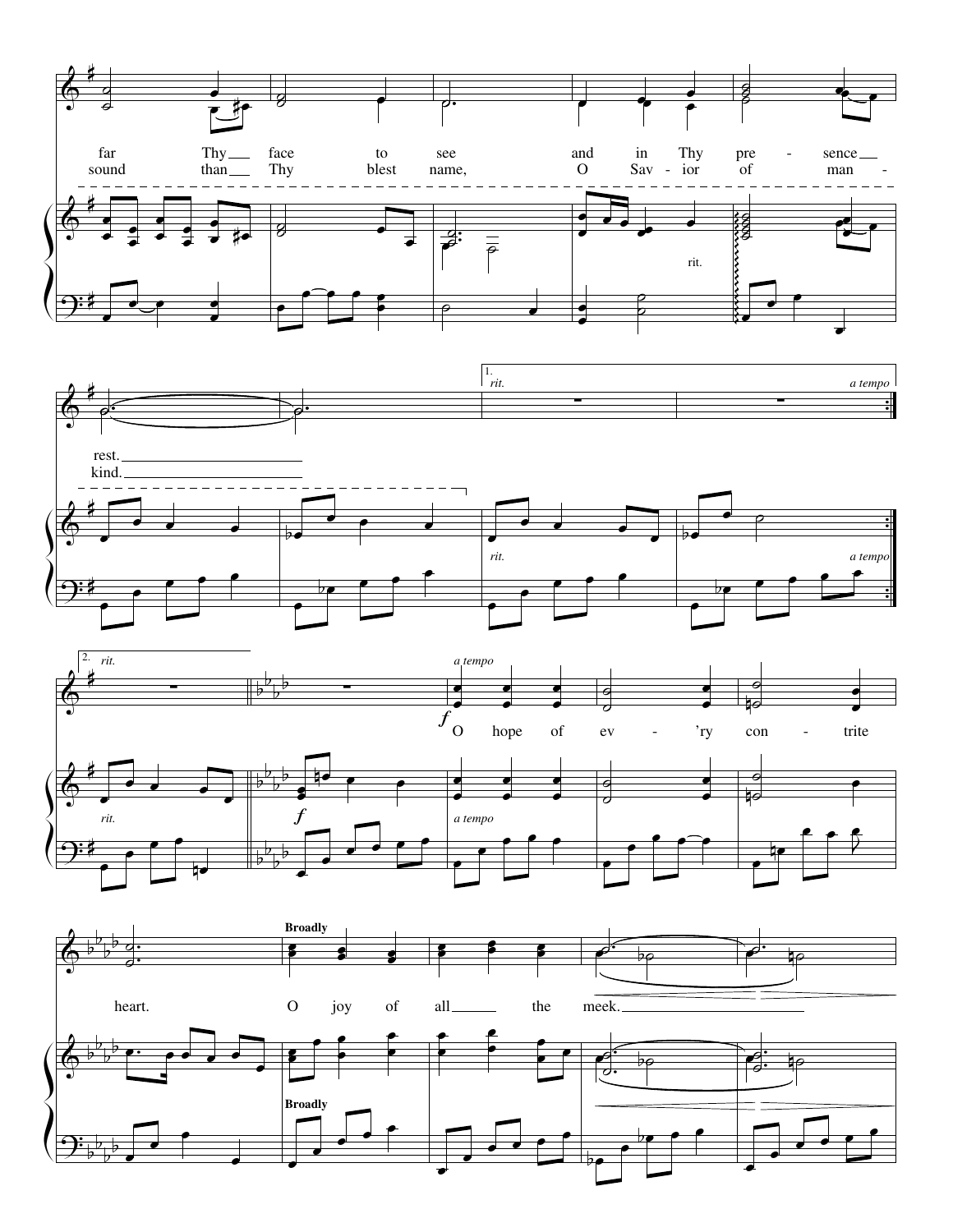far Thy face to see and in Thy pre - sence rest.

sound than Thy blest name, O Sav - ior of man - kind.

*rit.* *a tempo*

*rit.* *a tempo*

***f*** O hope of ev - 'ry con - trite heart.

**Broadly**

O joy of all the meek.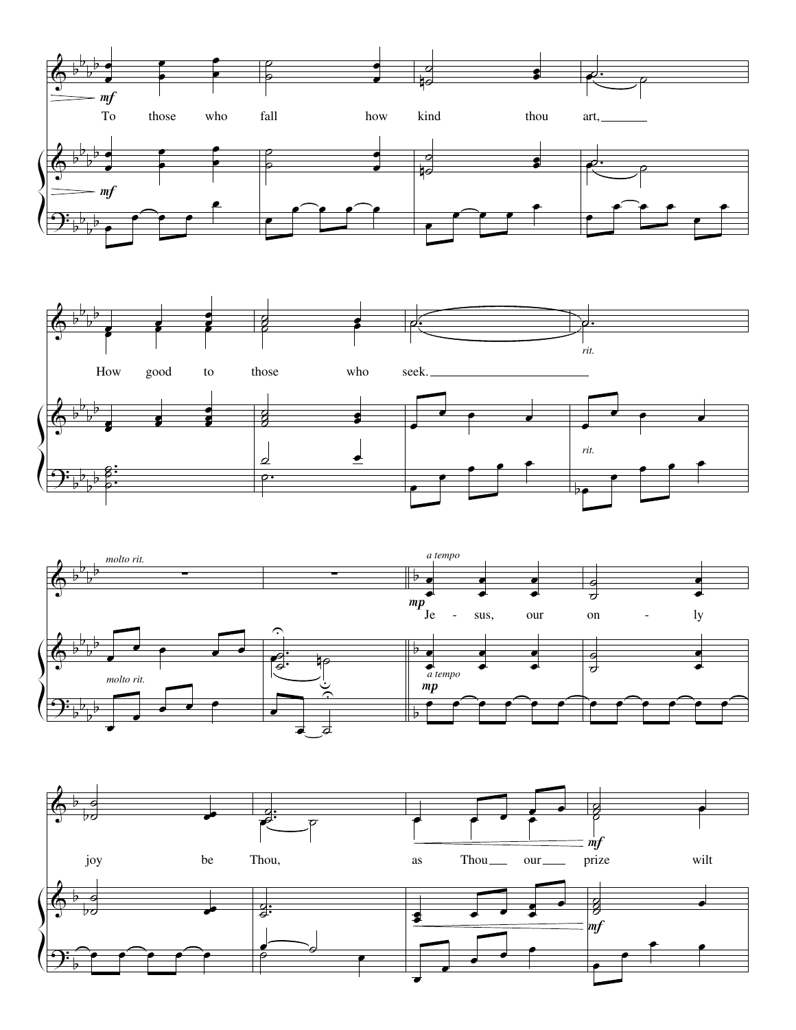*mf*

To those who fall how kind thou art,

How good to those who seek.

*rit.*

*molto rit.*

*a tempo*

*mp*

Je - sus, our on - ly joy be Thou,

as Thou our prize wilt

*mf*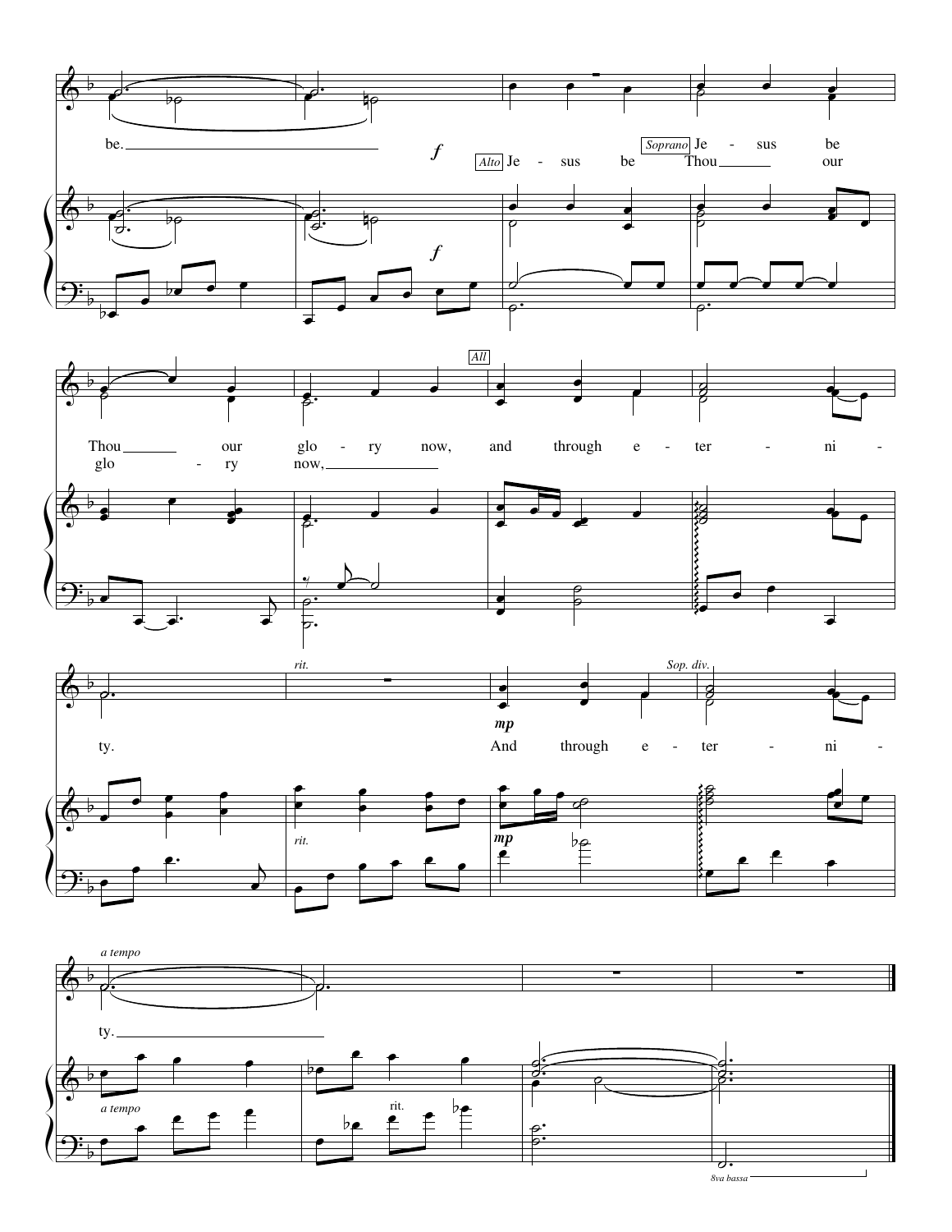be.

*f*

Soprano Je - sus be

Alto Je - sus be Thou our

*f*

All

Thou our glo - ry now, and through e - ter - ni -

glo - ry now,

*rit.*

*Sop. div.*

*mp*

ty. And through e - ter - ni -

*rit.*

*mp*

*a tempo*

ty.

*a tempo*

rit.

*8va bassa*